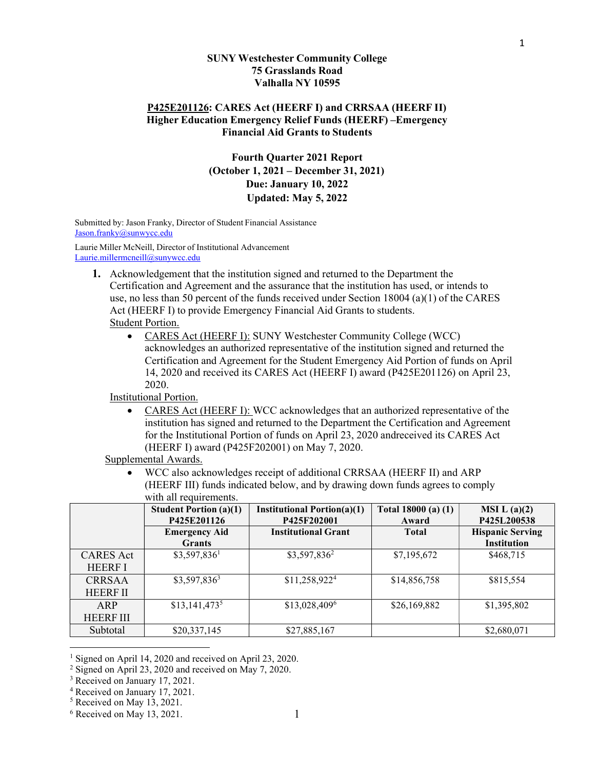**SUNY Westchester Community College**
**75 Grasslands Road**
**Valhalla NY 10595**

## P425E201126: CARES Act (HEERF I) and CRRSAA (HEERF II) Higher Education Emergency Relief Funds (HEERF) –Emergency Financial Aid Grants to Students

### Fourth Quarter 2021 Report (October 1, 2021 – December 31, 2021) Due: January 10, 2022 Updated: May 5, 2022

Submitted by: Jason Franky, Director of Student Financial Assistance
Jason.franky@sunwycc.edu

Laurie Miller McNeill, Director of Institutional Advancement
Laurie.millermcneill@sunywcc.edu

1. Acknowledgement that the institution signed and returned to the Department the Certification and Agreement and the assurance that the institution has used, or intends to use, no less than 50 percent of the funds received under Section 18004 (a)(1) of the CARES Act (HEERF I) to provide Emergency Financial Aid Grants to students.

   Student Portion.

   - CARES Act (HEERF I): SUNY Westchester Community College (WCC) acknowledges an authorized representative of the institution signed and returned the Certification and Agreement for the Student Emergency Aid Portion of funds on April 14, 2020 and received its CARES Act (HEERF I) award (P425E201126) on April 23, 2020.

   Institutional Portion.

   - CARES Act (HEERF I): WCC acknowledges that an authorized representative of the institution has signed and returned to the Department the Certification and Agreement for the Institutional Portion of funds on April 23, 2020 andreceived its CARES Act (HEERF I) award (P425F202001) on May 7, 2020.

   Supplemental Awards.

   - WCC also acknowledges receipt of additional CRRSAA (HEERF II) and ARP (HEERF III) funds indicated below, and by drawing down funds agrees to comply with all requirements.

| | Student Portion (a)(1) P425E201126 | Institutional Portion(a)(1) P425F202001 | Total 18000 (a) (1) Award | MSI L (a)(2) P425L200538 |
|---|---|---|---|---|
| | Emergency Aid Grants | Institutional Grant | Total | Hispanic Serving Institution |
| CARES Act HEERF I | $3,597,836[1] | $3,597,836[2] | $7,195,672 | $468,715 |
| CRRSAA HEERF II | $3,597,836[3] | $11,258,922[4] | $14,856,758 | $815,554 |
| ARP HEERF III | $13,141,473[5] | $13,028,409[6] | $26,169,882 | $1,395,802 |
| Subtotal | $20,337,145 | $27,885,167 | | $2,680,071 |

[1] Signed on April 14, 2020 and received on April 23, 2020.
[2] Signed on April 23, 2020 and received on May 7, 2020.
[3] Received on January 17, 2021.
[4] Received on January 17, 2021.
[5] Received on May 13, 2021.
[6] Received on May 13, 2021.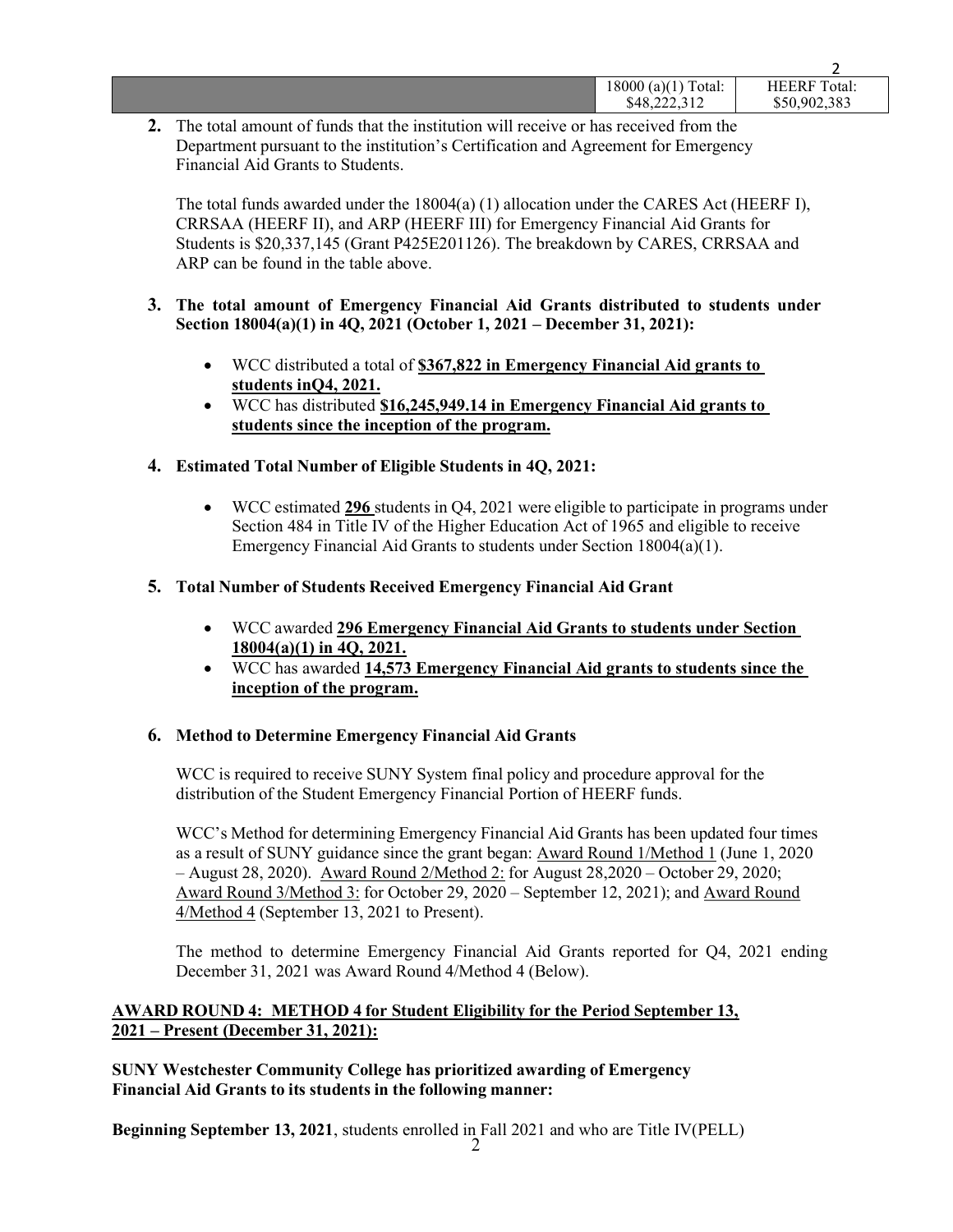| | 18000 (a)(1) Total: $48,222,312 | HEERF Total: $50,902,383 |
|---|---|---|

**2.** The total amount of funds that the institution will receive or has received from the Department pursuant to the institution's Certification and Agreement for Emergency Financial Aid Grants to Students.

The total funds awarded under the 18004(a) (1) allocation under the CARES Act (HEERF I), CRRSAA (HEERF II), and ARP (HEERF III) for Emergency Financial Aid Grants for Students is $20,337,145 (Grant P425E201126). The breakdown by CARES, CRRSAA and ARP can be found in the table above.

**3. The total amount of Emergency Financial Aid Grants distributed to students under Section 18004(a)(1) in 4Q, 2021 (October 1, 2021 – December 31, 2021):**

- WCC distributed a total of **$367,822 in Emergency Financial Aid grants to students inQ4, 2021.**
- WCC has distributed **$16,245,949.14 in Emergency Financial Aid grants to students since the inception of the program.**

**4. Estimated Total Number of Eligible Students in 4Q, 2021:**

- WCC estimated **296** students in Q4, 2021 were eligible to participate in programs under Section 484 in Title IV of the Higher Education Act of 1965 and eligible to receive Emergency Financial Aid Grants to students under Section 18004(a)(1).

**5. Total Number of Students Received Emergency Financial Aid Grant**

- WCC awarded **296 Emergency Financial Aid Grants to students under Section 18004(a)(1) in 4Q, 2021.**
- WCC has awarded **14,573 Emergency Financial Aid grants to students since the inception of the program.**

**6. Method to Determine Emergency Financial Aid Grants**

WCC is required to receive SUNY System final policy and procedure approval for the distribution of the Student Emergency Financial Portion of HEERF funds.

WCC's Method for determining Emergency Financial Aid Grants has been updated four times as a result of SUNY guidance since the grant began: Award Round 1/Method 1 (June 1, 2020 – August 28, 2020). Award Round 2/Method 2: for August 28,2020 – October 29, 2020; Award Round 3/Method 3: for October 29, 2020 – September 12, 2021); and Award Round 4/Method 4 (September 13, 2021 to Present).

The method to determine Emergency Financial Aid Grants reported for Q4, 2021 ending December 31, 2021 was Award Round 4/Method 4 (Below).

**AWARD ROUND 4: METHOD 4 for Student Eligibility for the Period September 13, 2021 – Present (December 31, 2021):**

**SUNY Westchester Community College has prioritized awarding of Emergency Financial Aid Grants to its students in the following manner:**

**Beginning September 13, 2021**, students enrolled in Fall 2021 and who are Title IV(PELL)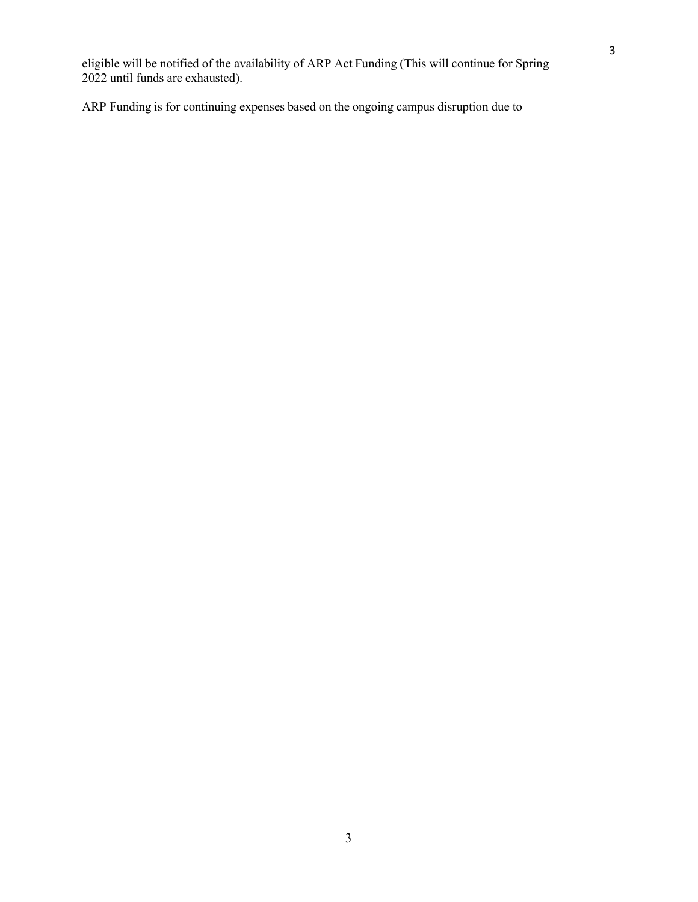eligible will be notified of the availability of ARP Act Funding (This will continue for Spring 2022 until funds are exhausted).

ARP Funding is for continuing expenses based on the ongoing campus disruption due to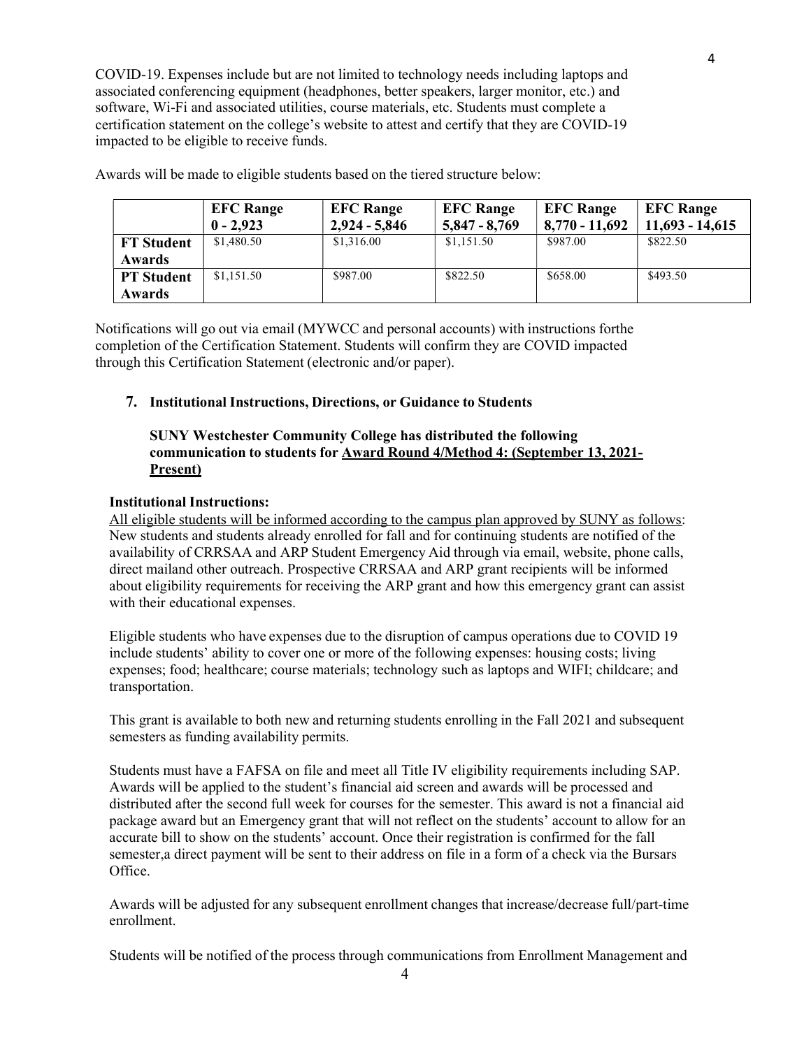COVID-19. Expenses include but are not limited to technology needs including laptops and associated conferencing equipment (headphones, better speakers, larger monitor, etc.) and software, Wi-Fi and associated utilities, course materials, etc. Students must complete a certification statement on the college's website to attest and certify that they are COVID-19 impacted to be eligible to receive funds.

Awards will be made to eligible students based on the tiered structure below:

| | EFC Range 0 - 2,923 | EFC Range 2,924 - 5,846 | EFC Range 5,847 - 8,769 | EFC Range 8,770 - 11,692 | EFC Range 11,693 - 14,615 |
|---|---|---|---|---|---|
| **FT Student Awards** | $1,480.50 | $1,316.00 | $1,151.50 | $987.00 | $822.50 |
| **PT Student Awards** | $1,151.50 | $987.00 | $822.50 | $658.00 | $493.50 |

Notifications will go out via email (MYWCC and personal accounts) with instructions forthe completion of the Certification Statement. Students will confirm they are COVID impacted through this Certification Statement (electronic and/or paper).

**7. Institutional Instructions, Directions, or Guidance to Students**

**SUNY Westchester Community College has distributed the following communication to students for Award Round 4/Method 4: (September 13, 2021-Present)**

**Institutional Instructions:**

All eligible students will be informed according to the campus plan approved by SUNY as follows: New students and students already enrolled for fall and for continuing students are notified of the availability of CRRSAA and ARP Student Emergency Aid through via email, website, phone calls, direct mailand other outreach. Prospective CRRSAA and ARP grant recipients will be informed about eligibility requirements for receiving the ARP grant and how this emergency grant can assist with their educational expenses.

Eligible students who have expenses due to the disruption of campus operations due to COVID 19 include students' ability to cover one or more of the following expenses: housing costs; living expenses; food; healthcare; course materials; technology such as laptops and WIFI; childcare; and transportation.

This grant is available to both new and returning students enrolling in the Fall 2021 and subsequent semesters as funding availability permits.

Students must have a FAFSA on file and meet all Title IV eligibility requirements including SAP. Awards will be applied to the student's financial aid screen and awards will be processed and distributed after the second full week for courses for the semester. This award is not a financial aid package award but an Emergency grant that will not reflect on the students' account to allow for an accurate bill to show on the students' account. Once their registration is confirmed for the fall semester,a direct payment will be sent to their address on file in a form of a check via the Bursars Office.

Awards will be adjusted for any subsequent enrollment changes that increase/decrease full/part-time enrollment.

Students will be notified of the process through communications from Enrollment Management and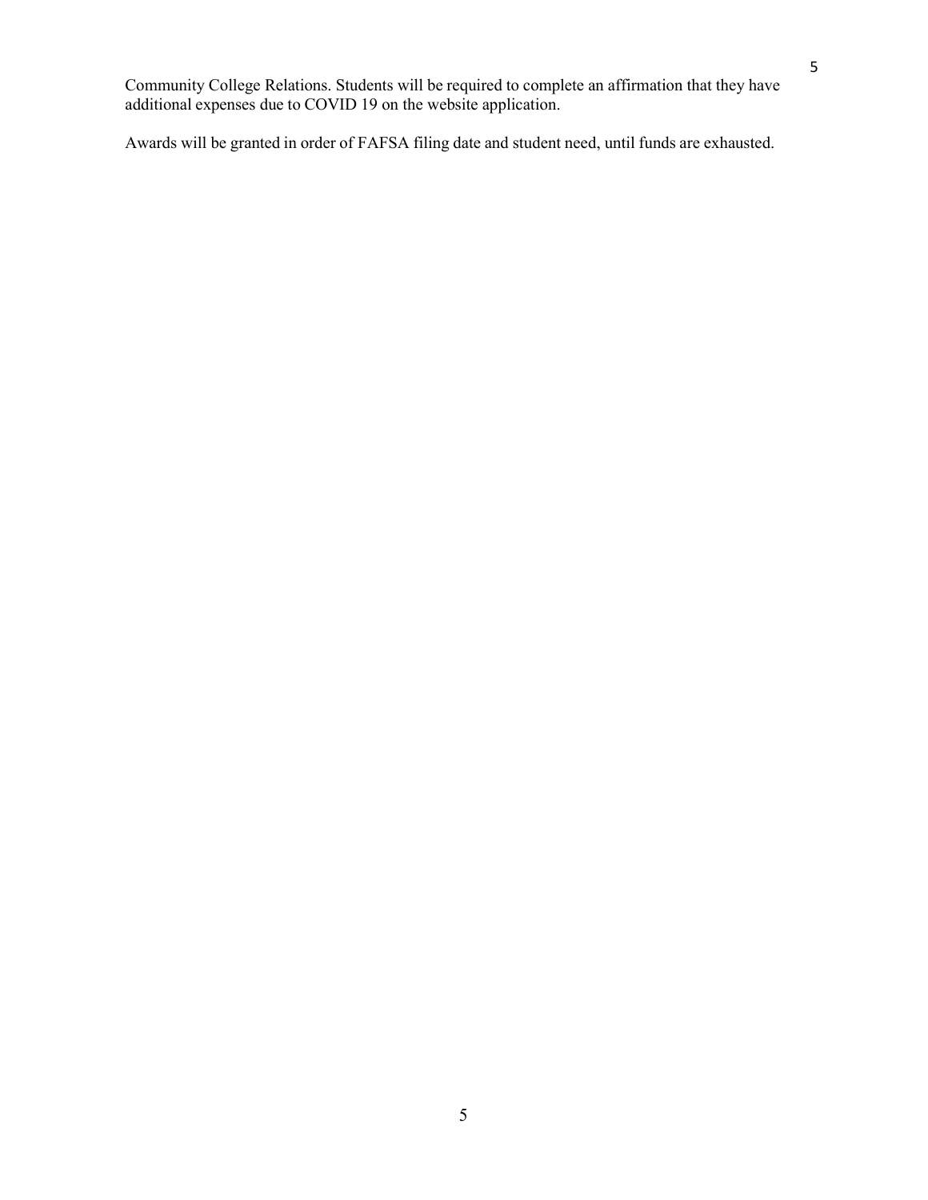Community College Relations. Students will be required to complete an affirmation that they have additional expenses due to COVID 19 on the website application.

Awards will be granted in order of FAFSA filing date and student need, until funds are exhausted.